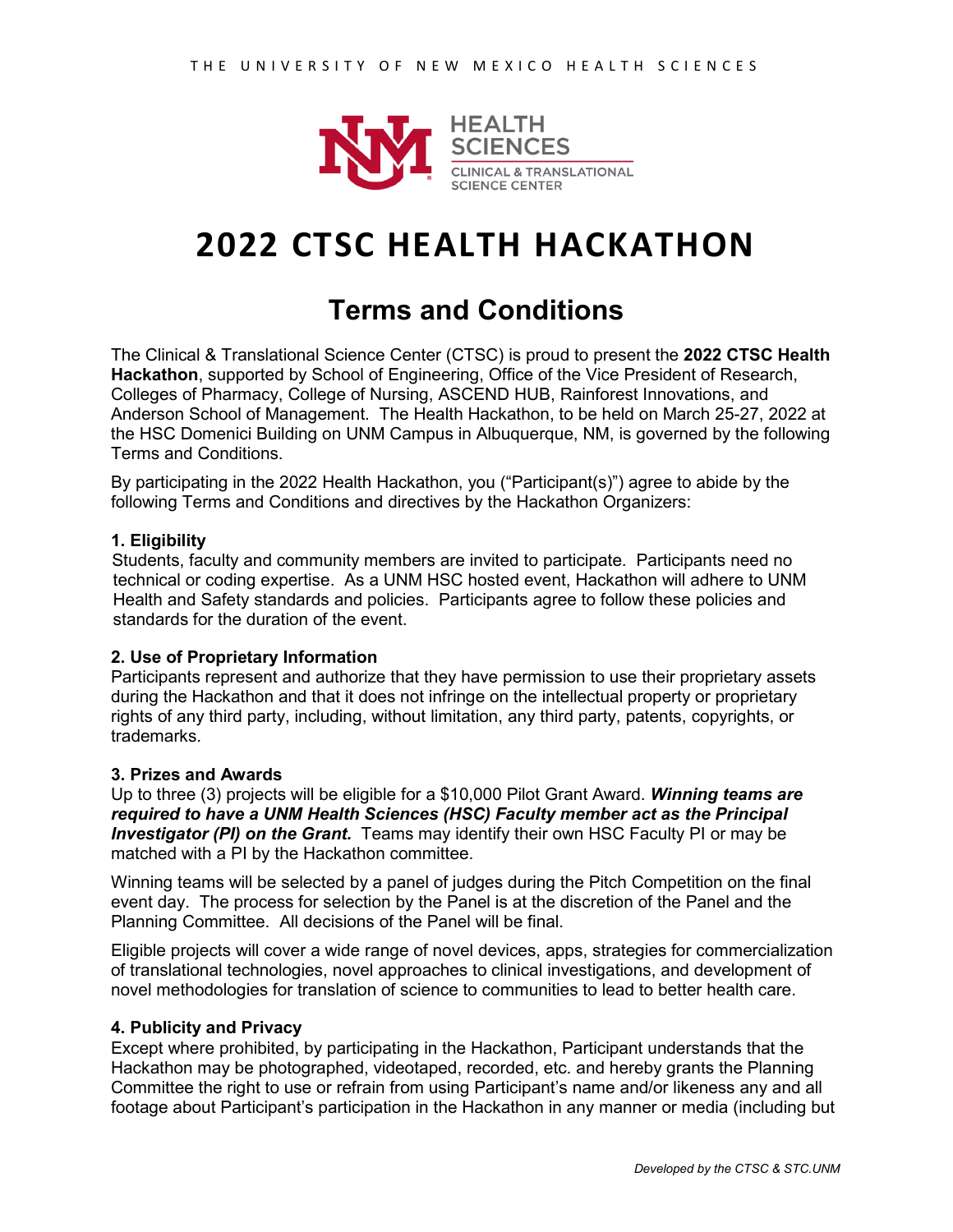THE UNIVERSITY OF NEW MEXICO HEALTH SCIENCES

HEALTH SCIENCES
CLINICAL & TRANSLATIONAL SCIENCE CENTER

# 2022 CTSC HEALTH HACKATHON

## Terms and Conditions

The Clinical & Translational Science Center (CTSC) is proud to present the **2022 CTSC Health Hackathon**, supported by School of Engineering, Office of the Vice President of Research, Colleges of Pharmacy, College of Nursing, ASCEND HUB, Rainforest Innovations, and Anderson School of Management. The Health Hackathon, to be held on March 25-27, 2022 at the HSC Domenici Building on UNM Campus in Albuquerque, NM, is governed by the following Terms and Conditions.

By participating in the 2022 Health Hackathon, you ("Participant(s)") agree to abide by the following Terms and Conditions and directives by the Hackathon Organizers:

### 1. Eligibility

Students, faculty and community members are invited to participate. Participants need no technical or coding expertise. As a UNM HSC hosted event, Hackathon will adhere to UNM Health and Safety standards and policies. Participants agree to follow these policies and standards for the duration of the event.

### 2. Use of Proprietary Information

Participants represent and authorize that they have permission to use their proprietary assets during the Hackathon and that it does not infringe on the intellectual property or proprietary rights of any third party, including, without limitation, any third party, patents, copyrights, or trademarks.

### 3. Prizes and Awards

Up to three (3) projects will be eligible for a $10,000 Pilot Grant Award. ***Winning teams are required to have a UNM Health Sciences (HSC) Faculty member act as the Principal Investigator (PI) on the Grant.*** Teams may identify their own HSC Faculty PI or may be matched with a PI by the Hackathon committee.

Winning teams will be selected by a panel of judges during the Pitch Competition on the final event day. The process for selection by the Panel is at the discretion of the Panel and the Planning Committee. All decisions of the Panel will be final.

Eligible projects will cover a wide range of novel devices, apps, strategies for commercialization of translational technologies, novel approaches to clinical investigations, and development of novel methodologies for translation of science to communities to lead to better health care.

### 4. Publicity and Privacy

Except where prohibited, by participating in the Hackathon, Participant understands that the Hackathon may be photographed, videotaped, recorded, etc. and hereby grants the Planning Committee the right to use or refrain from using Participant's name and/or likeness any and all footage about Participant's participation in the Hackathon in any manner or media (including but

*Developed by the CTSC & STC.UNM*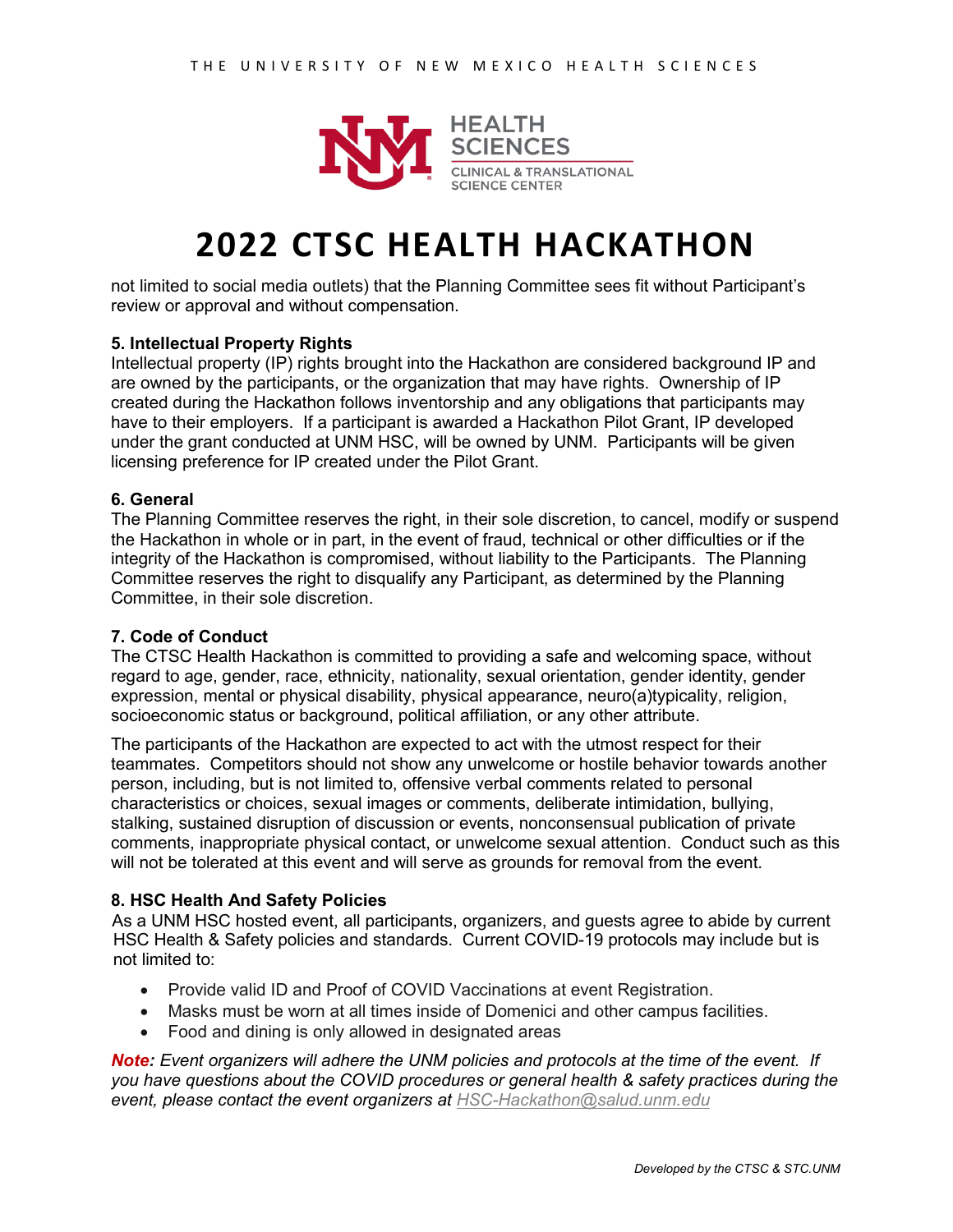# 2022 CTSC HEALTH HACKATHON

not limited to social media outlets) that the Planning Committee sees fit without Participant's review or approval and without compensation.

**5. Intellectual Property Rights**

Intellectual property (IP) rights brought into the Hackathon are considered background IP and are owned by the participants, or the organization that may have rights. Ownership of IP created during the Hackathon follows inventorship and any obligations that participants may have to their employers. If a participant is awarded a Hackathon Pilot Grant, IP developed under the grant conducted at UNM HSC, will be owned by UNM. Participants will be given licensing preference for IP created under the Pilot Grant.

**6. General**

The Planning Committee reserves the right, in their sole discretion, to cancel, modify or suspend the Hackathon in whole or in part, in the event of fraud, technical or other difficulties or if the integrity of the Hackathon is compromised, without liability to the Participants. The Planning Committee reserves the right to disqualify any Participant, as determined by the Planning Committee, in their sole discretion.

**7. Code of Conduct**

The CTSC Health Hackathon is committed to providing a safe and welcoming space, without regard to age, gender, race, ethnicity, nationality, sexual orientation, gender identity, gender expression, mental or physical disability, physical appearance, neuro(a)typicality, religion, socioeconomic status or background, political affiliation, or any other attribute.

The participants of the Hackathon are expected to act with the utmost respect for their teammates. Competitors should not show any unwelcome or hostile behavior towards another person, including, but is not limited to, offensive verbal comments related to personal characteristics or choices, sexual images or comments, deliberate intimidation, bullying, stalking, sustained disruption of discussion or events, nonconsensual publication of private comments, inappropriate physical contact, or unwelcome sexual attention. Conduct such as this will not be tolerated at this event and will serve as grounds for removal from the event.

**8. HSC Health And Safety Policies**

As a UNM HSC hosted event, all participants, organizers, and guests agree to abide by current HSC Health & Safety policies and standards. Current COVID-19 protocols may include but is not limited to:

- Provide valid ID and Proof of COVID Vaccinations at event Registration.
- Masks must be worn at all times inside of Domenici and other campus facilities.
- Food and dining is only allowed in designated areas

***Note:*** *Event organizers will adhere the UNM policies and protocols at the time of the event. If you have questions about the COVID procedures or general health & safety practices during the event, please contact the event organizers at HSC-Hackathon@salud.unm.edu*

*Developed by the CTSC & STC.UNM*